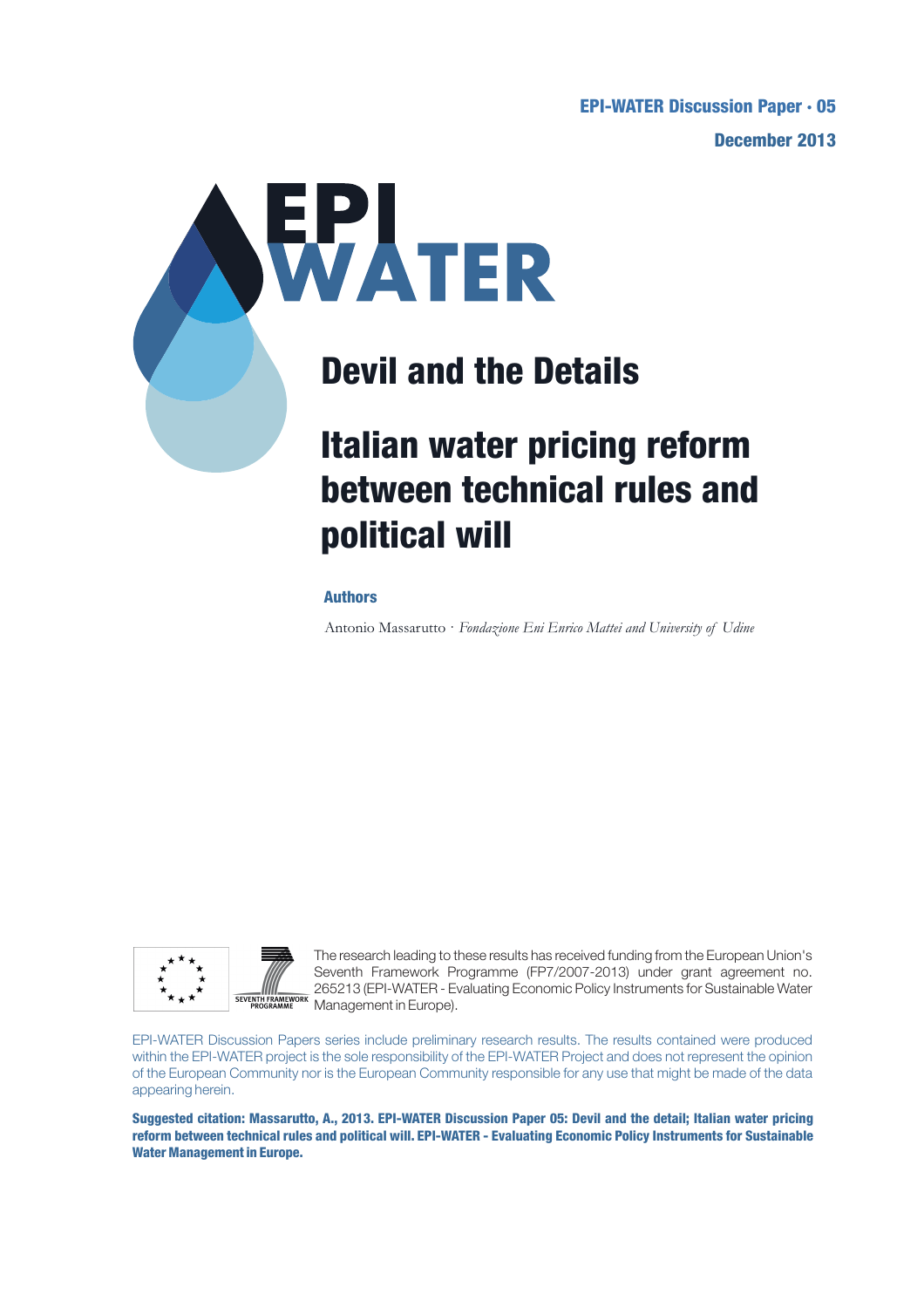**EPI-WATER Discussion Paper · 05**

**December 2013**

EPI WATER

# Devil and the Details

# Italian water pricing reform between technical rules and political will

**Authors**

Antonio Massarutto · *Fondazione Eni Enrico Mattei and University of Udine*

The research leading to these results has received funding from the European Union's Seventh Framework Programme (FP7/2007-2013) under grant agreement no. 265213 (EPI-WATER - Evaluating Economic Policy Instruments for Sustainable Water Management in Europe).

EPI-WATER Discussion Papers series include preliminary research results. The results contained were produced within the EPI-WATER project is the sole responsibility of the EPI-WATER Project and does not represent the opinion of the European Community nor is the European Community responsible for any use that might be made of the data appearing herein.

**Suggested citation: Massarutto, A., 2013. EPI-WATER Discussion Paper 05: Devil and the detail; Italian water pricing reform between technical rules and political will. EPI-WATER - Evaluating Economic Policy Instruments for Sustainable Water Management in Europe.**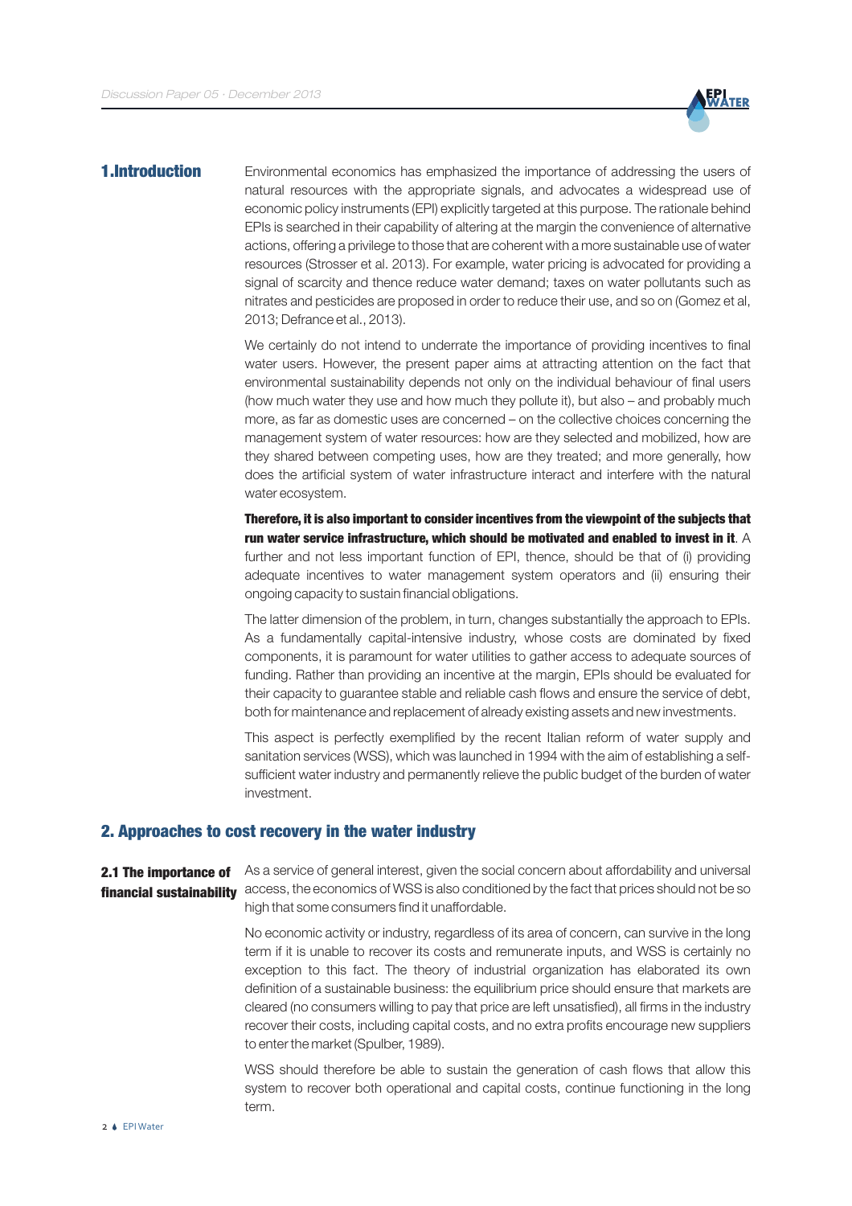## 1. Introduction

Environmental economics has emphasized the importance of addressing the users of natural resources with the appropriate signals, and advocates a widespread use of economic policy instruments (EPI) explicitly targeted at this purpose. The rationale behind EPIs is searched in their capability of altering at the margin the convenience of alternative actions, offering a privilege to those that are coherent with a more sustainable use of water resources (Strosser et al. 2013). For example, water pricing is advocated for providing a signal of scarcity and thence reduce water demand; taxes on water pollutants such as nitrates and pesticides are proposed in order to reduce their use, and so on (Gomez et al, 2013; Defrance et al., 2013).

We certainly do not intend to underrate the importance of providing incentives to final water users. However, the present paper aims at attracting attention on the fact that environmental sustainability depends not only on the individual behaviour of final users (how much water they use and how much they pollute it), but also – and probably much more, as far as domestic uses are concerned – on the collective choices concerning the management system of water resources: how are they selected and mobilized, how are they shared between competing uses, how are they treated; and more generally, how does the artificial system of water infrastructure interact and interfere with the natural water ecosystem.

**Therefore, it is also important to consider incentives from the viewpoint of the subjects that run water service infrastructure, which should be motivated and enabled to invest in it**. A further and not less important function of EPI, thence, should be that of (i) providing adequate incentives to water management system operators and (ii) ensuring their ongoing capacity to sustain financial obligations.

The latter dimension of the problem, in turn, changes substantially the approach to EPIs. As a fundamentally capital-intensive industry, whose costs are dominated by fixed components, it is paramount for water utilities to gather access to adequate sources of funding. Rather than providing an incentive at the margin, EPIs should be evaluated for their capacity to guarantee stable and reliable cash flows and ensure the service of debt, both for maintenance and replacement of already existing assets and new investments.

This aspect is perfectly exemplified by the recent Italian reform of water supply and sanitation services (WSS), which was launched in 1994 with the aim of establishing a self-sufficient water industry and permanently relieve the public budget of the burden of water investment.

## 2. Approaches to cost recovery in the water industry

### 2.1 The importance of financial sustainability

As a service of general interest, given the social concern about affordability and universal access, the economics of WSS is also conditioned by the fact that prices should not be so high that some consumers find it unaffordable.

No economic activity or industry, regardless of its area of concern, can survive in the long term if it is unable to recover its costs and remunerate inputs, and WSS is certainly no exception to this fact. The theory of industrial organization has elaborated its own definition of a sustainable business: the equilibrium price should ensure that markets are cleared (no consumers willing to pay that price are left unsatisfied), all firms in the industry recover their costs, including capital costs, and no extra profits encourage new suppliers to enter the market (Spulber, 1989).

WSS should therefore be able to sustain the generation of cash flows that allow this system to recover both operational and capital costs, continue functioning in the long term.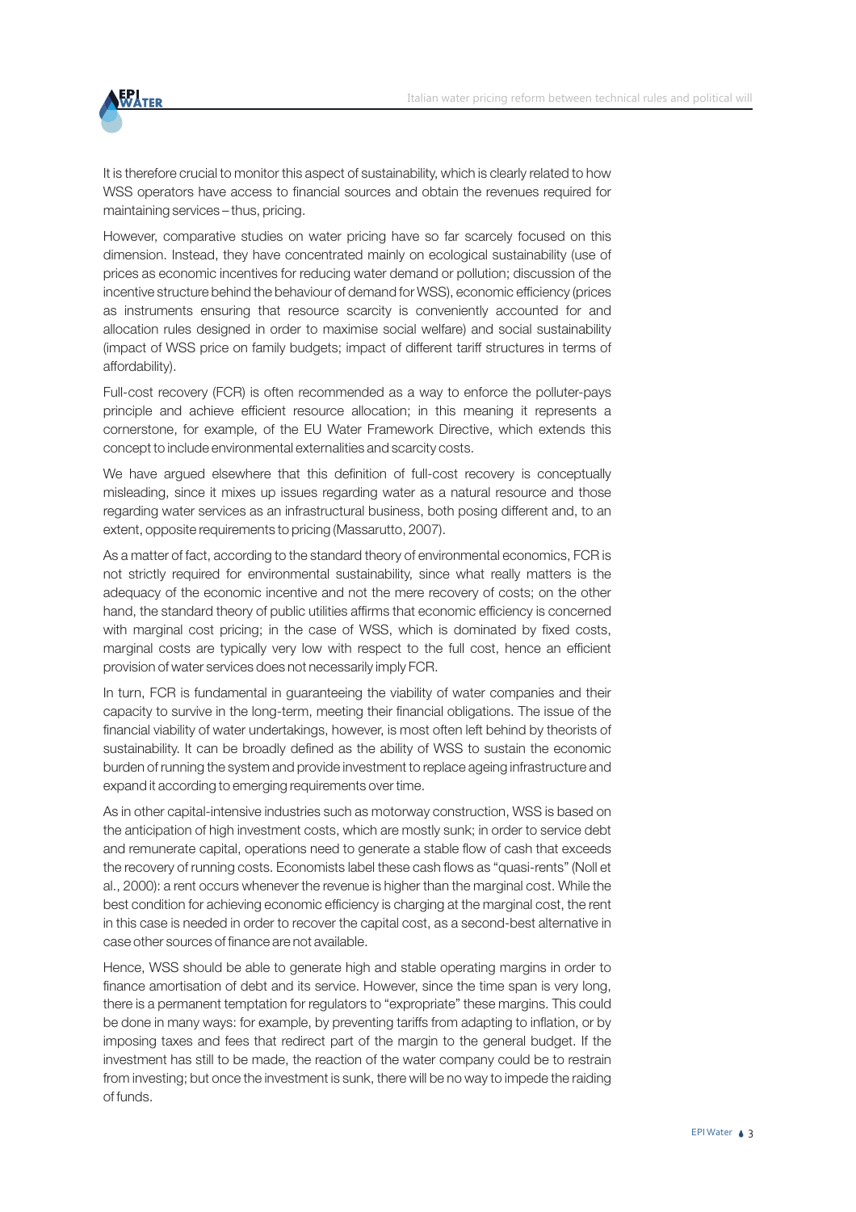It is therefore crucial to monitor this aspect of sustainability, which is clearly related to how WSS operators have access to financial sources and obtain the revenues required for maintaining services – thus, pricing.

However, comparative studies on water pricing have so far scarcely focused on this dimension. Instead, they have concentrated mainly on ecological sustainability (use of prices as economic incentives for reducing water demand or pollution; discussion of the incentive structure behind the behaviour of demand for WSS), economic efficiency (prices as instruments ensuring that resource scarcity is conveniently accounted for and allocation rules designed in order to maximise social welfare) and social sustainability (impact of WSS price on family budgets; impact of different tariff structures in terms of affordability).

Full-cost recovery (FCR) is often recommended as a way to enforce the polluter-pays principle and achieve efficient resource allocation; in this meaning it represents a cornerstone, for example, of the EU Water Framework Directive, which extends this concept to include environmental externalities and scarcity costs.

We have argued elsewhere that this definition of full-cost recovery is conceptually misleading, since it mixes up issues regarding water as a natural resource and those regarding water services as an infrastructural business, both posing different and, to an extent, opposite requirements to pricing (Massarutto, 2007).

As a matter of fact, according to the standard theory of environmental economics, FCR is not strictly required for environmental sustainability, since what really matters is the adequacy of the economic incentive and not the mere recovery of costs; on the other hand, the standard theory of public utilities affirms that economic efficiency is concerned with marginal cost pricing; in the case of WSS, which is dominated by fixed costs, marginal costs are typically very low with respect to the full cost, hence an efficient provision of water services does not necessarily imply FCR.

In turn, FCR is fundamental in guaranteeing the viability of water companies and their capacity to survive in the long-term, meeting their financial obligations. The issue of the financial viability of water undertakings, however, is most often left behind by theorists of sustainability. It can be broadly defined as the ability of WSS to sustain the economic burden of running the system and provide investment to replace ageing infrastructure and expand it according to emerging requirements over time.

As in other capital-intensive industries such as motorway construction, WSS is based on the anticipation of high investment costs, which are mostly sunk; in order to service debt and remunerate capital, operations need to generate a stable flow of cash that exceeds the recovery of running costs. Economists label these cash flows as "quasi-rents" (Noll et al., 2000): a rent occurs whenever the revenue is higher than the marginal cost. While the best condition for achieving economic efficiency is charging at the marginal cost, the rent in this case is needed in order to recover the capital cost, as a second-best alternative in case other sources of finance are not available.

Hence, WSS should be able to generate high and stable operating margins in order to finance amortisation of debt and its service. However, since the time span is very long, there is a permanent temptation for regulators to "expropriate" these margins. This could be done in many ways: for example, by preventing tariffs from adapting to inflation, or by imposing taxes and fees that redirect part of the margin to the general budget. If the investment has still to be made, the reaction of the water company could be to restrain from investing; but once the investment is sunk, there will be no way to impede the raiding of funds.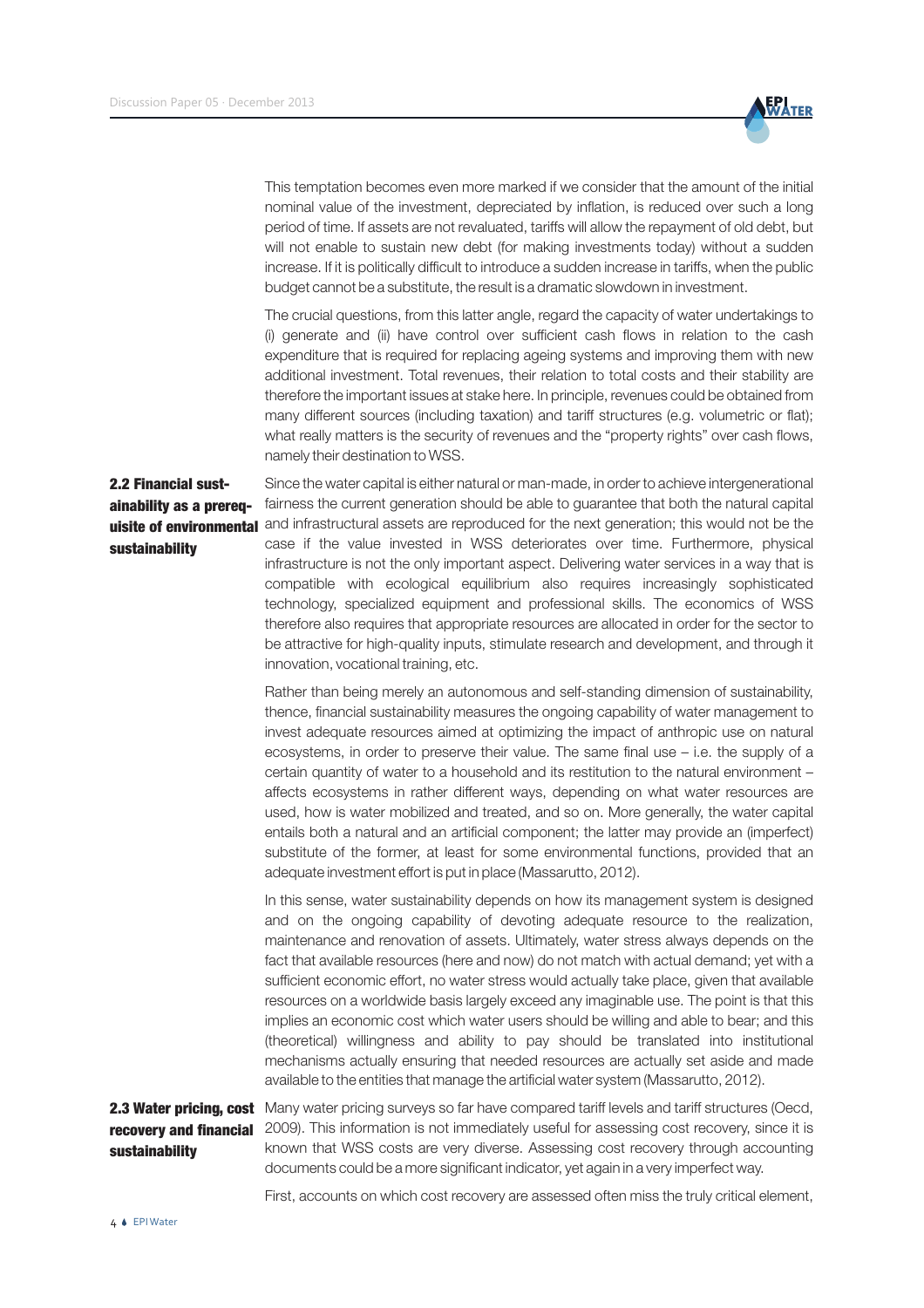This temptation becomes even more marked if we consider that the amount of the initial nominal value of the investment, depreciated by inflation, is reduced over such a long period of time. If assets are not revaluated, tariffs will allow the repayment of old debt, but will not enable to sustain new debt (for making investments today) without a sudden increase. If it is politically difficult to introduce a sudden increase in tariffs, when the public budget cannot be a substitute, the result is a dramatic slowdown in investment.

The crucial questions, from this latter angle, regard the capacity of water undertakings to (i) generate and (ii) have control over sufficient cash flows in relation to the cash expenditure that is required for replacing ageing systems and improving them with new additional investment. Total revenues, their relation to total costs and their stability are therefore the important issues at stake here. In principle, revenues could be obtained from many different sources (including taxation) and tariff structures (e.g. volumetric or flat); what really matters is the security of revenues and the "property rights" over cash flows, namely their destination to WSS.

## 2.2 Financial sustainability as a prerequisite of environmental sustainability

Since the water capital is either natural or man-made, in order to achieve intergenerational fairness the current generation should be able to guarantee that both the natural capital and infrastructural assets are reproduced for the next generation; this would not be the case if the value invested in WSS deteriorates over time. Furthermore, physical infrastructure is not the only important aspect. Delivering water services in a way that is compatible with ecological equilibrium also requires increasingly sophisticated technology, specialized equipment and professional skills. The economics of WSS therefore also requires that appropriate resources are allocated in order for the sector to be attractive for high-quality inputs, stimulate research and development, and through it innovation, vocational training, etc.

Rather than being merely an autonomous and self-standing dimension of sustainability, thence, financial sustainability measures the ongoing capability of water management to invest adequate resources aimed at optimizing the impact of anthropic use on natural ecosystems, in order to preserve their value. The same final use – i.e. the supply of a certain quantity of water to a household and its restitution to the natural environment – affects ecosystems in rather different ways, depending on what water resources are used, how is water mobilized and treated, and so on. More generally, the water capital entails both a natural and an artificial component; the latter may provide an (imperfect) substitute of the former, at least for some environmental functions, provided that an adequate investment effort is put in place (Massarutto, 2012).

In this sense, water sustainability depends on how its management system is designed and on the ongoing capability of devoting adequate resource to the realization, maintenance and renovation of assets. Ultimately, water stress always depends on the fact that available resources (here and now) do not match with actual demand; yet with a sufficient economic effort, no water stress would actually take place, given that available resources on a worldwide basis largely exceed any imaginable use. The point is that this implies an economic cost which water users should be willing and able to bear; and this (theoretical) willingness and ability to pay should be translated into institutional mechanisms actually ensuring that needed resources are actually set aside and made available to the entities that manage the artificial water system (Massarutto, 2012).

## 2.3 Water pricing, cost recovery and financial sustainability

Many water pricing surveys so far have compared tariff levels and tariff structures (Oecd, 2009). This information is not immediately useful for assessing cost recovery, since it is known that WSS costs are very diverse. Assessing cost recovery through accounting documents could be a more significant indicator, yet again in a very imperfect way.

First, accounts on which cost recovery are assessed often miss the truly critical element,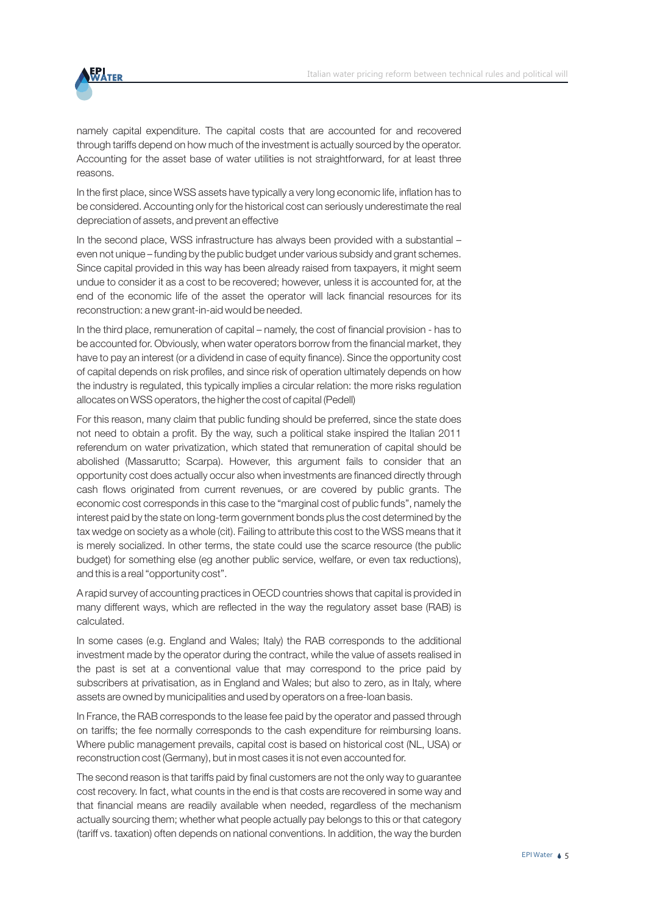namely capital expenditure. The capital costs that are accounted for and recovered through tariffs depend on how much of the investment is actually sourced by the operator. Accounting for the asset base of water utilities is not straightforward, for at least three reasons.

In the first place, since WSS assets have typically a very long economic life, inflation has to be considered. Accounting only for the historical cost can seriously underestimate the real depreciation of assets, and prevent an effective

In the second place, WSS infrastructure has always been provided with a substantial – even not unique – funding by the public budget under various subsidy and grant schemes. Since capital provided in this way has been already raised from taxpayers, it might seem undue to consider it as a cost to be recovered; however, unless it is accounted for, at the end of the economic life of the asset the operator will lack financial resources for its reconstruction: a new grant-in-aid would be needed.

In the third place, remuneration of capital – namely, the cost of financial provision - has to be accounted for. Obviously, when water operators borrow from the financial market, they have to pay an interest (or a dividend in case of equity finance). Since the opportunity cost of capital depends on risk profiles, and since risk of operation ultimately depends on how the industry is regulated, this typically implies a circular relation: the more risks regulation allocates on WSS operators, the higher the cost of capital (Pedell)

For this reason, many claim that public funding should be preferred, since the state does not need to obtain a profit. By the way, such a political stake inspired the Italian 2011 referendum on water privatization, which stated that remuneration of capital should be abolished (Massarutto; Scarpa). However, this argument fails to consider that an opportunity cost does actually occur also when investments are financed directly through cash flows originated from current revenues, or are covered by public grants. The economic cost corresponds in this case to the "marginal cost of public funds", namely the interest paid by the state on long-term government bonds plus the cost determined by the tax wedge on society as a whole (cit). Failing to attribute this cost to the WSS means that it is merely socialized. In other terms, the state could use the scarce resource (the public budget) for something else (eg another public service, welfare, or even tax reductions), and this is a real "opportunity cost".

A rapid survey of accounting practices in OECD countries shows that capital is provided in many different ways, which are reflected in the way the regulatory asset base (RAB) is calculated.

In some cases (e.g. England and Wales; Italy) the RAB corresponds to the additional investment made by the operator during the contract, while the value of assets realised in the past is set at a conventional value that may correspond to the price paid by subscribers at privatisation, as in England and Wales; but also to zero, as in Italy, where assets are owned by municipalities and used by operators on a free-loan basis.

In France, the RAB corresponds to the lease fee paid by the operator and passed through on tariffs; the fee normally corresponds to the cash expenditure for reimbursing loans. Where public management prevails, capital cost is based on historical cost (NL, USA) or reconstruction cost (Germany), but in most cases it is not even accounted for.

The second reason is that tariffs paid by final customers are not the only way to guarantee cost recovery. In fact, what counts in the end is that costs are recovered in some way and that financial means are readily available when needed, regardless of the mechanism actually sourcing them; whether what people actually pay belongs to this or that category (tariff vs. taxation) often depends on national conventions. In addition, the way the burden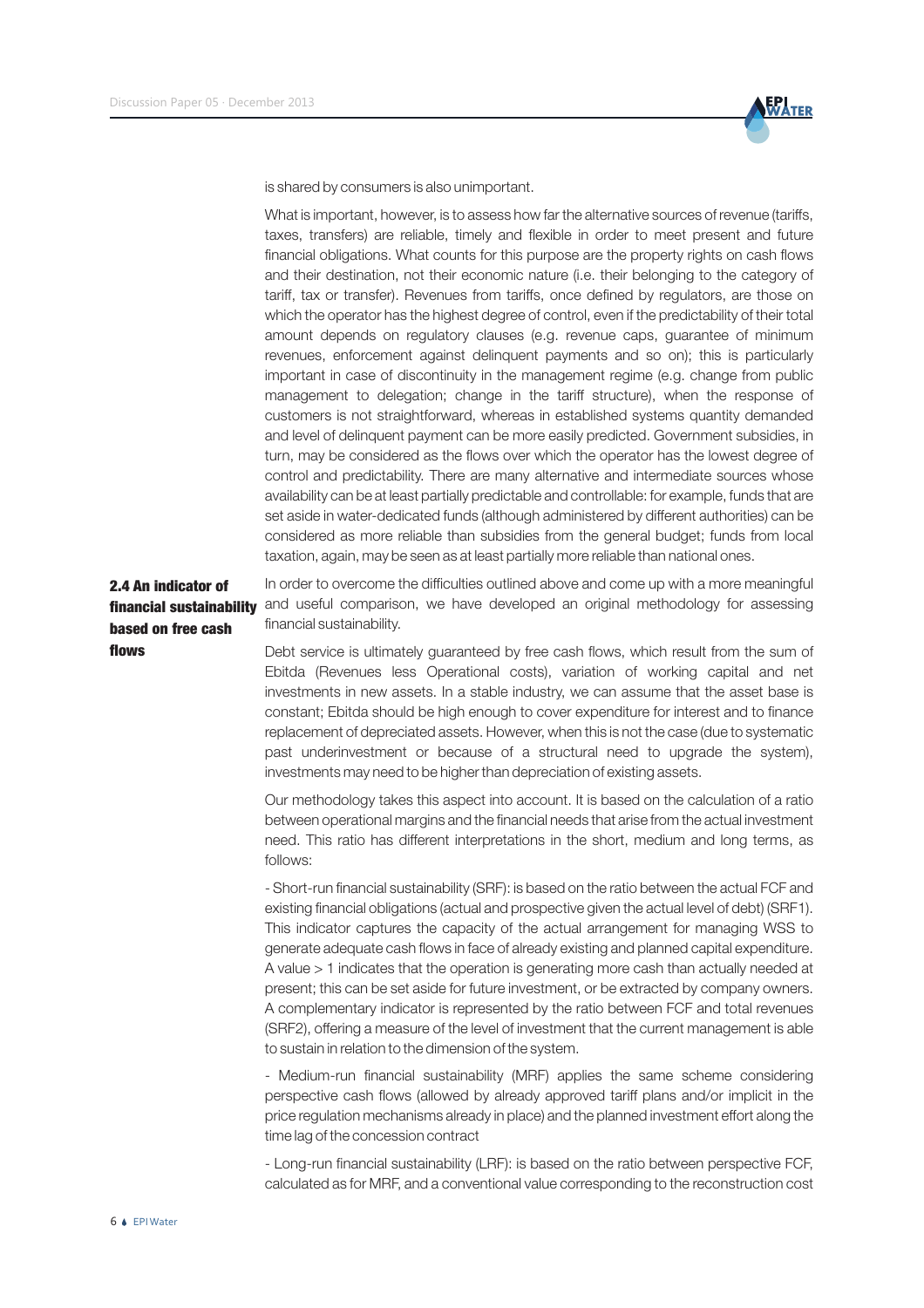is shared by consumers is also unimportant.

What is important, however, is to assess how far the alternative sources of revenue (tariffs, taxes, transfers) are reliable, timely and flexible in order to meet present and future financial obligations. What counts for this purpose are the property rights on cash flows and their destination, not their economic nature (i.e. their belonging to the category of tariff, tax or transfer). Revenues from tariffs, once defined by regulators, are those on which the operator has the highest degree of control, even if the predictability of their total amount depends on regulatory clauses (e.g. revenue caps, guarantee of minimum revenues, enforcement against delinquent payments and so on); this is particularly important in case of discontinuity in the management regime (e.g. change from public management to delegation; change in the tariff structure), when the response of customers is not straightforward, whereas in established systems quantity demanded and level of delinquent payment can be more easily predicted. Government subsidies, in turn, may be considered as the flows over which the operator has the lowest degree of control and predictability. There are many alternative and intermediate sources whose availability can be at least partially predictable and controllable: for example, funds that are set aside in water-dedicated funds (although administered by different authorities) can be considered as more reliable than subsidies from the general budget; funds from local taxation, again, may be seen as at least partially more reliable than national ones.

## 2.4 An indicator of financial sustainability based on free cash flows

In order to overcome the difficulties outlined above and come up with a more meaningful and useful comparison, we have developed an original methodology for assessing financial sustainability.

Debt service is ultimately guaranteed by free cash flows, which result from the sum of Ebitda (Revenues less Operational costs), variation of working capital and net investments in new assets. In a stable industry, we can assume that the asset base is constant; Ebitda should be high enough to cover expenditure for interest and to finance replacement of depreciated assets. However, when this is not the case (due to systematic past underinvestment or because of a structural need to upgrade the system), investments may need to be higher than depreciation of existing assets.

Our methodology takes this aspect into account. It is based on the calculation of a ratio between operational margins and the financial needs that arise from the actual investment need. This ratio has different interpretations in the short, medium and long terms, as follows:

- Short-run financial sustainability (SRF): is based on the ratio between the actual FCF and existing financial obligations (actual and prospective given the actual level of debt) (SRF1). This indicator captures the capacity of the actual arrangement for managing WSS to generate adequate cash flows in face of already existing and planned capital expenditure. A value > 1 indicates that the operation is generating more cash than actually needed at present; this can be set aside for future investment, or be extracted by company owners. A complementary indicator is represented by the ratio between FCF and total revenues (SRF2), offering a measure of the level of investment that the current management is able to sustain in relation to the dimension of the system.

- Medium-run financial sustainability (MRF) applies the same scheme considering perspective cash flows (allowed by already approved tariff plans and/or implicit in the price regulation mechanisms already in place) and the planned investment effort along the time lag of the concession contract

- Long-run financial sustainability (LRF): is based on the ratio between perspective FCF, calculated as for MRF, and a conventional value corresponding to the reconstruction cost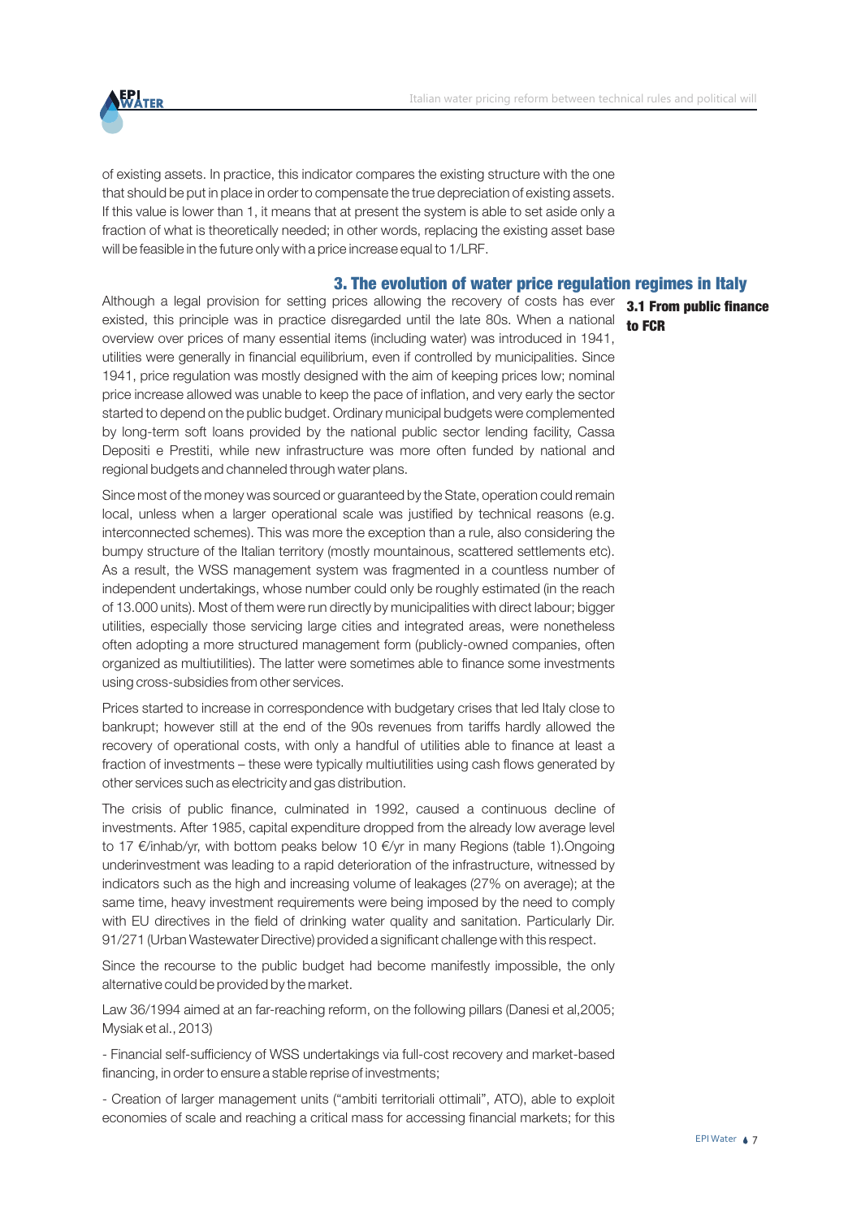of existing assets. In practice, this indicator compares the existing structure with the one that should be put in place in order to compensate the true depreciation of existing assets. If this value is lower than 1, it means that at present the system is able to set aside only a fraction of what is theoretically needed; in other words, replacing the existing asset base will be feasible in the future only with a price increase equal to 1/LRF.

## 3. The evolution of water price regulation regimes in Italy

### 3.1 From public finance to FCR

Although a legal provision for setting prices allowing the recovery of costs has ever existed, this principle was in practice disregarded until the late 80s. When a national overview over prices of many essential items (including water) was introduced in 1941, utilities were generally in financial equilibrium, even if controlled by municipalities. Since 1941, price regulation was mostly designed with the aim of keeping prices low; nominal price increase allowed was unable to keep the pace of inflation, and very early the sector started to depend on the public budget. Ordinary municipal budgets were complemented by long-term soft loans provided by the national public sector lending facility, Cassa Depositi e Prestiti, while new infrastructure was more often funded by national and regional budgets and channeled through water plans.

Since most of the money was sourced or guaranteed by the State, operation could remain local, unless when a larger operational scale was justified by technical reasons (e.g. interconnected schemes). This was more the exception than a rule, also considering the bumpy structure of the Italian territory (mostly mountainous, scattered settlements etc). As a result, the WSS management system was fragmented in a countless number of independent undertakings, whose number could only be roughly estimated (in the reach of 13.000 units). Most of them were run directly by municipalities with direct labour; bigger utilities, especially those servicing large cities and integrated areas, were nonetheless often adopting a more structured management form (publicly-owned companies, often organized as multiutilities). The latter were sometimes able to finance some investments using cross-subsidies from other services.

Prices started to increase in correspondence with budgetary crises that led Italy close to bankrupt; however still at the end of the 90s revenues from tariffs hardly allowed the recovery of operational costs, with only a handful of utilities able to finance at least a fraction of investments – these were typically multiutilities using cash flows generated by other services such as electricity and gas distribution.

The crisis of public finance, culminated in 1992, caused a continuous decline of investments. After 1985, capital expenditure dropped from the already low average level to 17 €/inhab/yr, with bottom peaks below 10 €/yr in many Regions (table 1).Ongoing underinvestment was leading to a rapid deterioration of the infrastructure, witnessed by indicators such as the high and increasing volume of leakages (27% on average); at the same time, heavy investment requirements were being imposed by the need to comply with EU directives in the field of drinking water quality and sanitation. Particularly Dir. 91/271 (Urban Wastewater Directive) provided a significant challenge with this respect.

Since the recourse to the public budget had become manifestly impossible, the only alternative could be provided by the market.

Law 36/1994 aimed at an far-reaching reform, on the following pillars (Danesi et al,2005; Mysiak et al., 2013)

- Financial self-sufficiency of WSS undertakings via full-cost recovery and market-based financing, in order to ensure a stable reprise of investments;

- Creation of larger management units ("ambiti territoriali ottimali", ATO), able to exploit economies of scale and reaching a critical mass for accessing financial markets; for this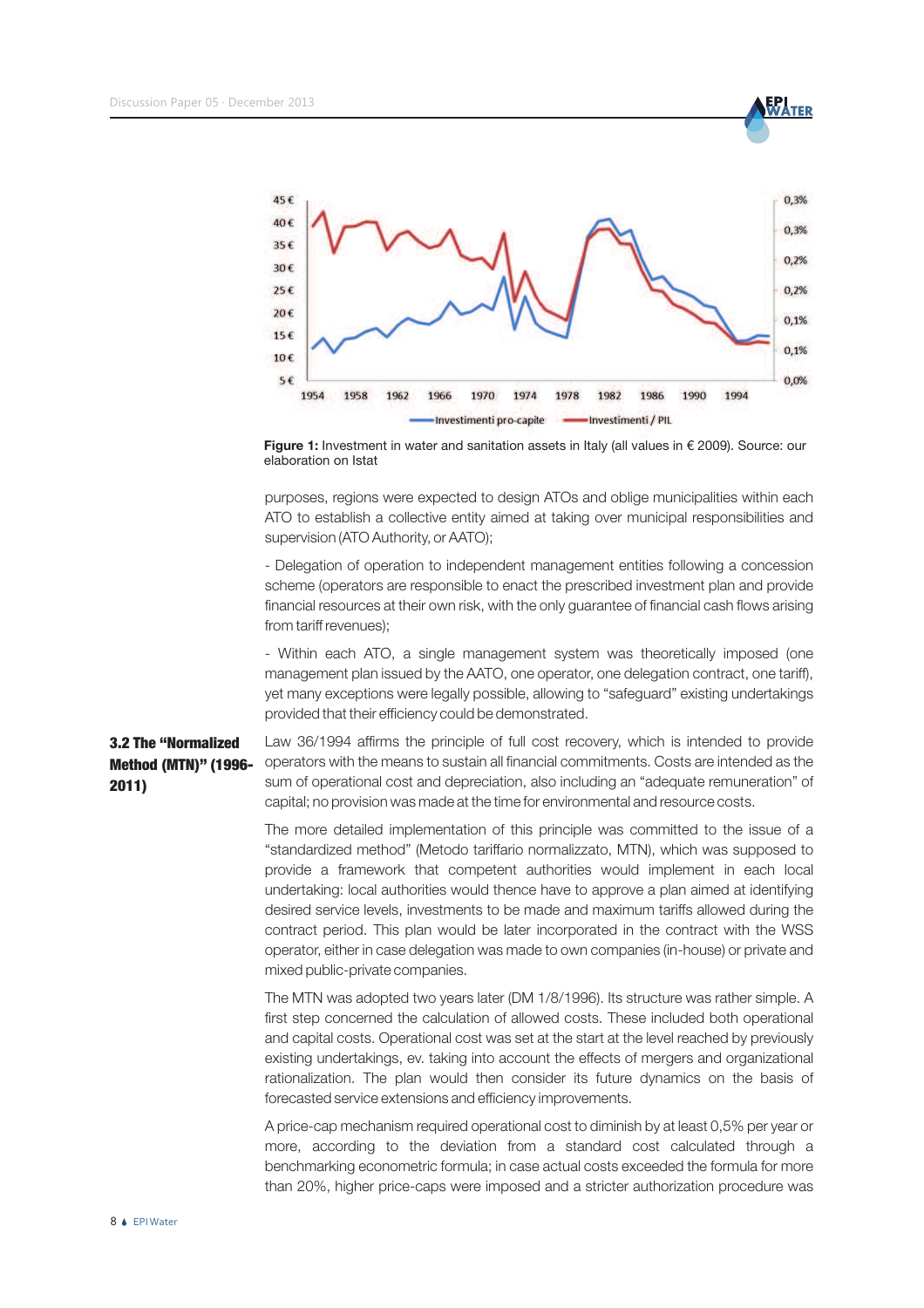**Figure 1:** Investment in water and sanitation assets in Italy (all values in € 2009). Source: our elaboration on Istat

purposes, regions were expected to design ATOs and oblige municipalities within each ATO to establish a collective entity aimed at taking over municipal responsibilities and supervision (ATO Authority, or AATO);

- Delegation of operation to independent management entities following a concession scheme (operators are responsible to enact the prescribed investment plan and provide financial resources at their own risk, with the only guarantee of financial cash flows arising from tariff revenues);

- Within each ATO, a single management system was theoretically imposed (one management plan issued by the AATO, one operator, one delegation contract, one tariff), yet many exceptions were legally possible, allowing to "safeguard" existing undertakings provided that their efficiency could be demonstrated.

### 3.2 The "Normalized Method (MTN)" (1996-2011)

Law 36/1994 affirms the principle of full cost recovery, which is intended to provide operators with the means to sustain all financial commitments. Costs are intended as the sum of operational cost and depreciation, also including an "adequate remuneration" of capital; no provision was made at the time for environmental and resource costs.

The more detailed implementation of this principle was committed to the issue of a "standardized method" (Metodo tariffario normalizzato, MTN), which was supposed to provide a framework that competent authorities would implement in each local undertaking: local authorities would thence have to approve a plan aimed at identifying desired service levels, investments to be made and maximum tariffs allowed during the contract period. This plan would be later incorporated in the contract with the WSS operator, either in case delegation was made to own companies (in-house) or private and mixed public-private companies.

The MTN was adopted two years later (DM 1/8/1996). Its structure was rather simple. A first step concerned the calculation of allowed costs. These included both operational and capital costs. Operational cost was set at the start at the level reached by previously existing undertakings, ev. taking into account the effects of mergers and organizational rationalization. The plan would then consider its future dynamics on the basis of forecasted service extensions and efficiency improvements.

A price-cap mechanism required operational cost to diminish by at least 0,5% per year or more, according to the deviation from a standard cost calculated through a benchmarking econometric formula; in case actual costs exceeded the formula for more than 20%, higher price-caps were imposed and a stricter authorization procedure was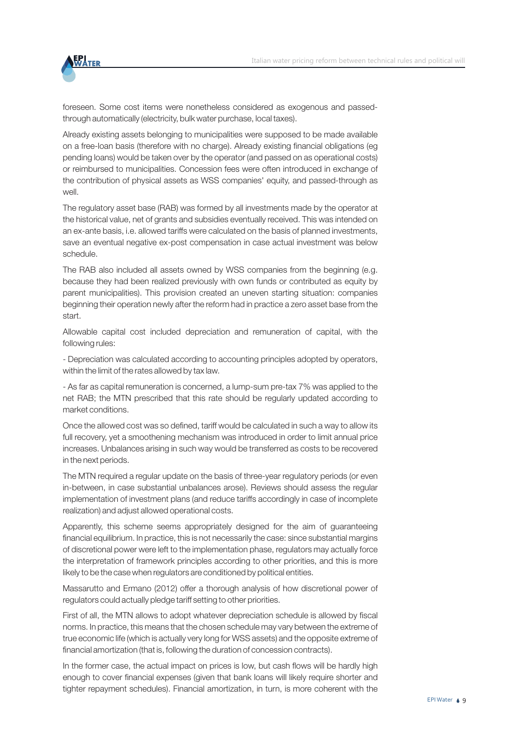foreseen. Some cost items were nonetheless considered as exogenous and passed-through automatically (electricity, bulk water purchase, local taxes).

Already existing assets belonging to municipalities were supposed to be made available on a free-loan basis (therefore with no charge). Already existing financial obligations (eg pending loans) would be taken over by the operator (and passed on as operational costs) or reimbursed to municipalities. Concession fees were often introduced in exchange of the contribution of physical assets as WSS companies' equity, and passed-through as well.

The regulatory asset base (RAB) was formed by all investments made by the operator at the historical value, net of grants and subsidies eventually received. This was intended on an ex-ante basis, i.e. allowed tariffs were calculated on the basis of planned investments, save an eventual negative ex-post compensation in case actual investment was below schedule.

The RAB also included all assets owned by WSS companies from the beginning (e.g. because they had been realized previously with own funds or contributed as equity by parent municipalities). This provision created an uneven starting situation: companies beginning their operation newly after the reform had in practice a zero asset base from the start.

Allowable capital cost included depreciation and remuneration of capital, with the following rules:

- Depreciation was calculated according to accounting principles adopted by operators, within the limit of the rates allowed by tax law.

- As far as capital remuneration is concerned, a lump-sum pre-tax 7% was applied to the net RAB; the MTN prescribed that this rate should be regularly updated according to market conditions.

Once the allowed cost was so defined, tariff would be calculated in such a way to allow its full recovery, yet a smoothening mechanism was introduced in order to limit annual price increases. Unbalances arising in such way would be transferred as costs to be recovered in the next periods.

The MTN required a regular update on the basis of three-year regulatory periods (or even in-between, in case substantial unbalances arose). Reviews should assess the regular implementation of investment plans (and reduce tariffs accordingly in case of incomplete realization) and adjust allowed operational costs.

Apparently, this scheme seems appropriately designed for the aim of guaranteeing financial equilibrium. In practice, this is not necessarily the case: since substantial margins of discretional power were left to the implementation phase, regulators may actually force the interpretation of framework principles according to other priorities, and this is more likely to be the case when regulators are conditioned by political entities.

Massarutto and Ermano (2012) offer a thorough analysis of how discretional power of regulators could actually pledge tariff setting to other priorities.

First of all, the MTN allows to adopt whatever depreciation schedule is allowed by fiscal norms. In practice, this means that the chosen schedule may vary between the extreme of true economic life (which is actually very long for WSS assets) and the opposite extreme of financial amortization (that is, following the duration of concession contracts).

In the former case, the actual impact on prices is low, but cash flows will be hardly high enough to cover financial expenses (given that bank loans will likely require shorter and tighter repayment schedules). Financial amortization, in turn, is more coherent with the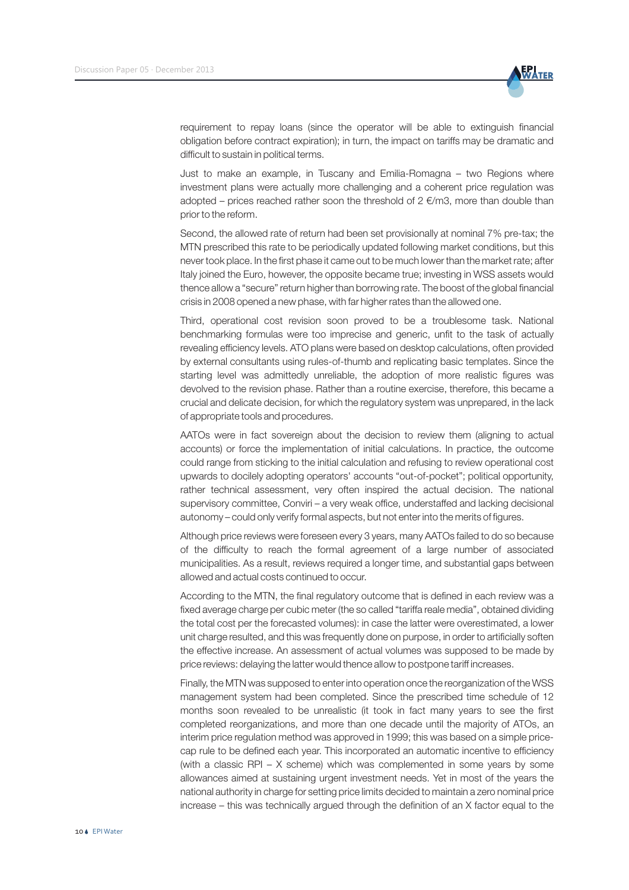requirement to repay loans (since the operator will be able to extinguish financial obligation before contract expiration); in turn, the impact on tariffs may be dramatic and difficult to sustain in political terms.

Just to make an example, in Tuscany and Emilia-Romagna – two Regions where investment plans were actually more challenging and a coherent price regulation was adopted – prices reached rather soon the threshold of 2 €/m3, more than double than prior to the reform.

Second, the allowed rate of return had been set provisionally at nominal 7% pre-tax; the MTN prescribed this rate to be periodically updated following market conditions, but this never took place. In the first phase it came out to be much lower than the market rate; after Italy joined the Euro, however, the opposite became true; investing in WSS assets would thence allow a "secure" return higher than borrowing rate. The boost of the global financial crisis in 2008 opened a new phase, with far higher rates than the allowed one.

Third, operational cost revision soon proved to be a troublesome task. National benchmarking formulas were too imprecise and generic, unfit to the task of actually revealing efficiency levels. ATO plans were based on desktop calculations, often provided by external consultants using rules-of-thumb and replicating basic templates. Since the starting level was admittedly unreliable, the adoption of more realistic figures was devolved to the revision phase. Rather than a routine exercise, therefore, this became a crucial and delicate decision, for which the regulatory system was unprepared, in the lack of appropriate tools and procedures.

AATOs were in fact sovereign about the decision to review them (aligning to actual accounts) or force the implementation of initial calculations. In practice, the outcome could range from sticking to the initial calculation and refusing to review operational cost upwards to docilely adopting operators' accounts "out-of-pocket"; political opportunity, rather technical assessment, very often inspired the actual decision. The national supervisory committee, Conviri – a very weak office, understaffed and lacking decisional autonomy – could only verify formal aspects, but not enter into the merits of figures.

Although price reviews were foreseen every 3 years, many AATOs failed to do so because of the difficulty to reach the formal agreement of a large number of associated municipalities. As a result, reviews required a longer time, and substantial gaps between allowed and actual costs continued to occur.

According to the MTN, the final regulatory outcome that is defined in each review was a fixed average charge per cubic meter (the so called "tariffa reale media", obtained dividing the total cost per the forecasted volumes): in case the latter were overestimated, a lower unit charge resulted, and this was frequently done on purpose, in order to artificially soften the effective increase. An assessment of actual volumes was supposed to be made by price reviews: delaying the latter would thence allow to postpone tariff increases.

Finally, the MTN was supposed to enter into operation once the reorganization of the WSS management system had been completed. Since the prescribed time schedule of 12 months soon revealed to be unrealistic (it took in fact many years to see the first completed reorganizations, and more than one decade until the majority of ATOs, an interim price regulation method was approved in 1999; this was based on a simple price-cap rule to be defined each year. This incorporated an automatic incentive to efficiency (with a classic RPI – X scheme) which was complemented in some years by some allowances aimed at sustaining urgent investment needs. Yet in most of the years the national authority in charge for setting price limits decided to maintain a zero nominal price increase – this was technically argued through the definition of an X factor equal to the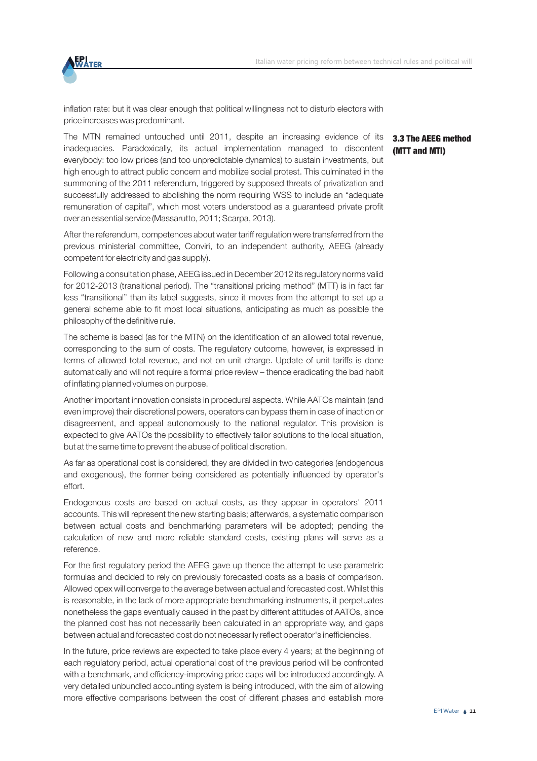inflation rate: but it was clear enough that political willingness not to disturb electors with price increases was predominant.

### 3.3 The AEEG method (MTT and MTI)

The MTN remained untouched until 2011, despite an increasing evidence of its inadequacies. Paradoxically, its actual implementation managed to discontent everybody: too low prices (and too unpredictable dynamics) to sustain investments, but high enough to attract public concern and mobilize social protest. This culminated in the summoning of the 2011 referendum, triggered by supposed threats of privatization and successfully addressed to abolishing the norm requiring WSS to include an "adequate remuneration of capital", which most voters understood as a guaranteed private profit over an essential service (Massarutto, 2011; Scarpa, 2013).

After the referendum, competences about water tariff regulation were transferred from the previous ministerial committee, Conviri, to an independent authority, AEEG (already competent for electricity and gas supply).

Following a consultation phase, AEEG issued in December 2012 its regulatory norms valid for 2012-2013 (transitional period). The "transitional pricing method" (MTT) is in fact far less "transitional" than its label suggests, since it moves from the attempt to set up a general scheme able to fit most local situations, anticipating as much as possible the philosophy of the definitive rule.

The scheme is based (as for the MTN) on the identification of an allowed total revenue, corresponding to the sum of costs. The regulatory outcome, however, is expressed in terms of allowed total revenue, and not on unit charge. Update of unit tariffs is done automatically and will not require a formal price review – thence eradicating the bad habit of inflating planned volumes on purpose.

Another important innovation consists in procedural aspects. While AATOs maintain (and even improve) their discretional powers, operators can bypass them in case of inaction or disagreement, and appeal autonomously to the national regulator. This provision is expected to give AATOs the possibility to effectively tailor solutions to the local situation, but at the same time to prevent the abuse of political discretion.

As far as operational cost is considered, they are divided in two categories (endogenous and exogenous), the former being considered as potentially influenced by operator's effort.

Endogenous costs are based on actual costs, as they appear in operators' 2011 accounts. This will represent the new starting basis; afterwards, a systematic comparison between actual costs and benchmarking parameters will be adopted; pending the calculation of new and more reliable standard costs, existing plans will serve as a reference.

For the first regulatory period the AEEG gave up thence the attempt to use parametric formulas and decided to rely on previously forecasted costs as a basis of comparison. Allowed opex will converge to the average between actual and forecasted cost. Whilst this is reasonable, in the lack of more appropriate benchmarking instruments, it perpetuates nonetheless the gaps eventually caused in the past by different attitudes of AATOs, since the planned cost has not necessarily been calculated in an appropriate way, and gaps between actual and forecasted cost do not necessarily reflect operator's inefficiencies.

In the future, price reviews are expected to take place every 4 years; at the beginning of each regulatory period, actual operational cost of the previous period will be confronted with a benchmark, and efficiency-improving price caps will be introduced accordingly. A very detailed unbundled accounting system is being introduced, with the aim of allowing more effective comparisons between the cost of different phases and establish more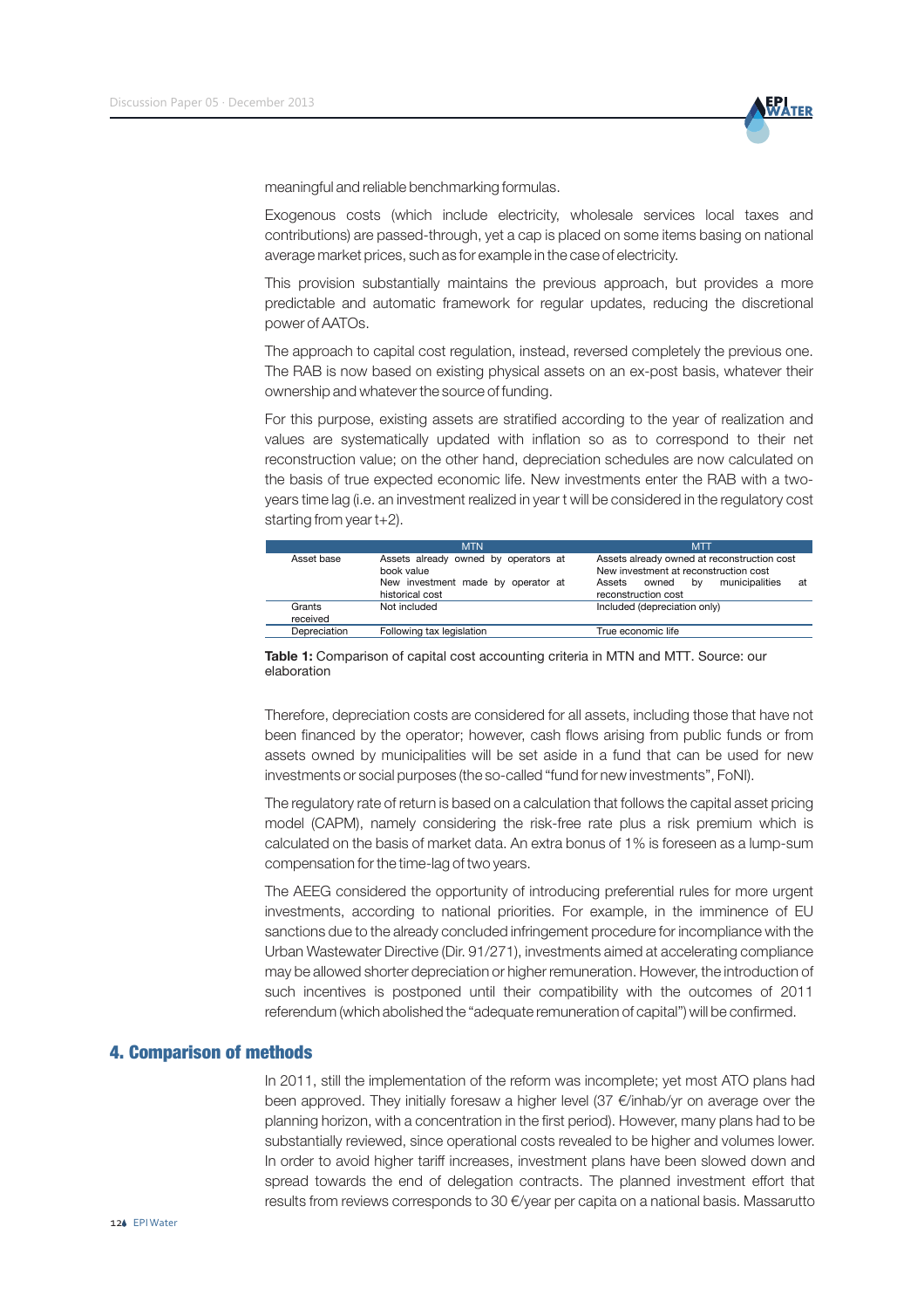meaningful and reliable benchmarking formulas.

Exogenous costs (which include electricity, wholesale services local taxes and contributions) are passed-through, yet a cap is placed on some items basing on national average market prices, such as for example in the case of electricity.

This provision substantially maintains the previous approach, but provides a more predictable and automatic framework for regular updates, reducing the discretional power of AATOs.

The approach to capital cost regulation, instead, reversed completely the previous one. The RAB is now based on existing physical assets on an ex-post basis, whatever their ownership and whatever the source of funding.

For this purpose, existing assets are stratified according to the year of realization and values are systematically updated with inflation so as to correspond to their net reconstruction value; on the other hand, depreciation schedules are now calculated on the basis of true expected economic life. New investments enter the RAB with a two-years time lag (i.e. an investment realized in year t will be considered in the regulatory cost starting from year t+2).

| | MTN | MTT |
|---|---|---|
| Asset base | Assets already owned by operators at book value<br>New investment made by operator at historical cost | Assets already owned at reconstruction cost<br>New investment at reconstruction cost<br>Assets owned by municipalities at reconstruction cost |
| Grants received | Not included | Included (depreciation only) |
| Depreciation | Following tax legislation | True economic life |

**Table 1:** Comparison of capital cost accounting criteria in MTN and MTT. Source: our elaboration

Therefore, depreciation costs are considered for all assets, including those that have not been financed by the operator; however, cash flows arising from public funds or from assets owned by municipalities will be set aside in a fund that can be used for new investments or social purposes (the so-called "fund for new investments", FoNI).

The regulatory rate of return is based on a calculation that follows the capital asset pricing model (CAPM), namely considering the risk-free rate plus a risk premium which is calculated on the basis of market data. An extra bonus of 1% is foreseen as a lump-sum compensation for the time-lag of two years.

The AEEG considered the opportunity of introducing preferential rules for more urgent investments, according to national priorities. For example, in the imminence of EU sanctions due to the already concluded infringement procedure for incompliance with the Urban Wastewater Directive (Dir. 91/271), investments aimed at accelerating compliance may be allowed shorter depreciation or higher remuneration. However, the introduction of such incentives is postponed until their compatibility with the outcomes of 2011 referendum (which abolished the "adequate remuneration of capital") will be confirmed.

## 4. Comparison of methods

In 2011, still the implementation of the reform was incomplete; yet most ATO plans had been approved. They initially foresaw a higher level (37 €/inhab/yr on average over the planning horizon, with a concentration in the first period). However, many plans had to be substantially reviewed, since operational costs revealed to be higher and volumes lower. In order to avoid higher tariff increases, investment plans have been slowed down and spread towards the end of delegation contracts. The planned investment effort that results from reviews corresponds to 30 €/year per capita on a national basis. Massarutto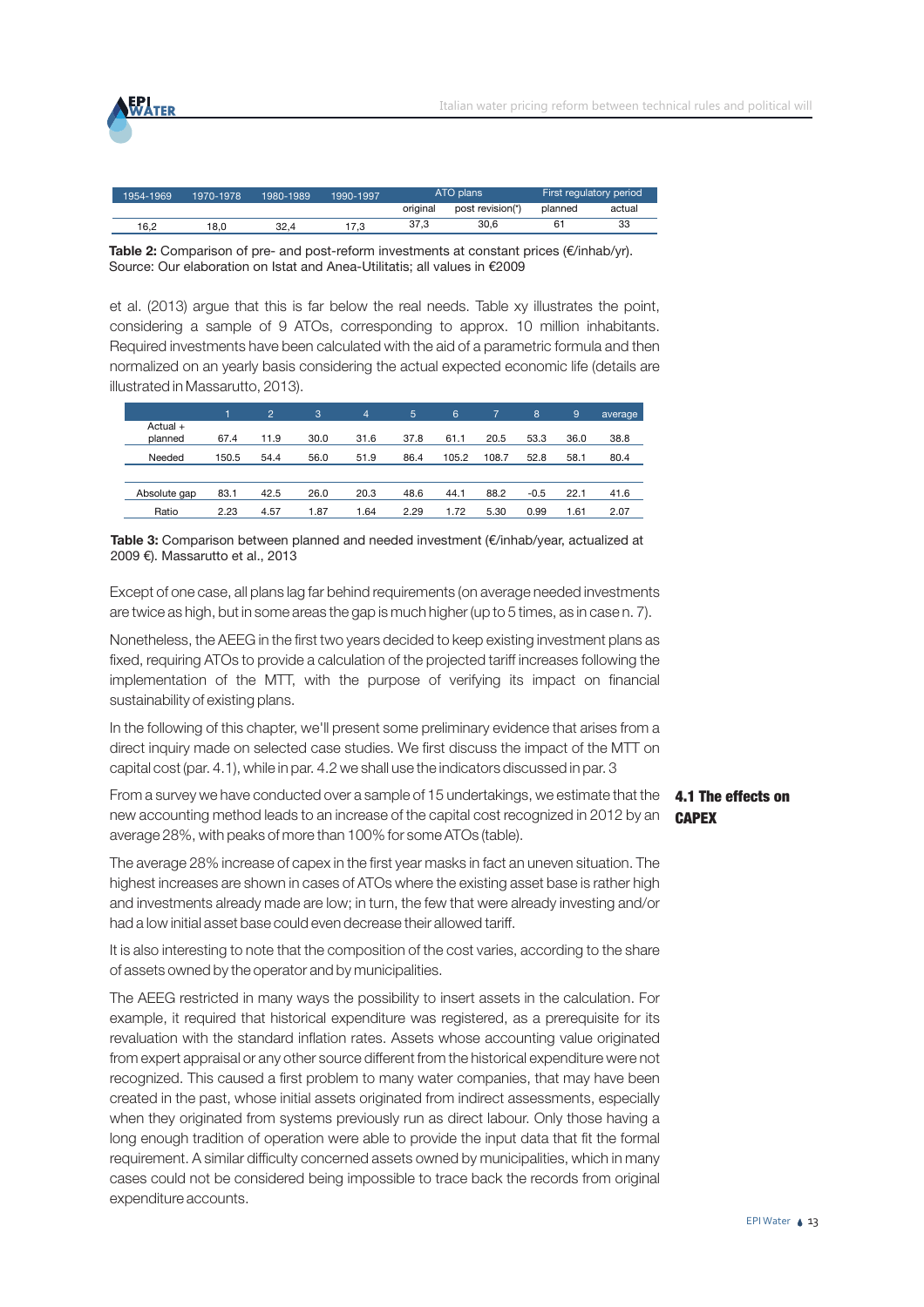| 1954-1969 | 1970-1978 | 1980-1989 | 1990-1997 | ATO plans | | First regulatory period | |
|---|---|---|---|---|---|---|---|
| | | | | original | post revision(*) | planned | actual |
| 16,2 | 18,0 | 32,4 | 17,3 | 37,3 | 30,6 | 61 | 33 |

**Table 2:** Comparison of pre- and post-reform investments at constant prices (€/inhab/yr). Source: Our elaboration on Istat and Anea-Utilitatis; all values in €2009

et al. (2013) argue that this is far below the real needs. Table xy illustrates the point, considering a sample of 9 ATOs, corresponding to approx. 10 million inhabitants. Required investments have been calculated with the aid of a parametric formula and then normalized on an yearly basis considering the actual expected economic life (details are illustrated in Massarutto, 2013).

| | 1 | 2 | 3 | 4 | 5 | 6 | 7 | 8 | 9 | average |
|---|---|---|---|---|---|---|---|---|---|---|
| Actual + planned | 67.4 | 11.9 | 30.0 | 31.6 | 37.8 | 61.1 | 20.5 | 53.3 | 36.0 | 38.8 |
| Needed | 150.5 | 54.4 | 56.0 | 51.9 | 86.4 | 105.2 | 108.7 | 52.8 | 58.1 | 80.4 |
| | | | | | | | | | | |
| Absolute gap | 83.1 | 42.5 | 26.0 | 20.3 | 48.6 | 44.1 | 88.2 | -0.5 | 22.1 | 41.6 |
| Ratio | 2.23 | 4.57 | 1.87 | 1.64 | 2.29 | 1.72 | 5.30 | 0.99 | 1.61 | 2.07 |

**Table 3:** Comparison between planned and needed investment (€/inhab/year, actualized at 2009 €). Massarutto et al., 2013

Except of one case, all plans lag far behind requirements (on average needed investments are twice as high, but in some areas the gap is much higher (up to 5 times, as in case n. 7).

Nonetheless, the AEEG in the first two years decided to keep existing investment plans as fixed, requiring ATOs to provide a calculation of the projected tariff increases following the implementation of the MTT, with the purpose of verifying its impact on financial sustainability of existing plans.

In the following of this chapter, we'll present some preliminary evidence that arises from a direct inquiry made on selected case studies. We first discuss the impact of the MTT on capital cost (par. 4.1), while in par. 4.2 we shall use the indicators discussed in par. 3

### 4.1 The effects on CAPEX

From a survey we have conducted over a sample of 15 undertakings, we estimate that the new accounting method leads to an increase of the capital cost recognized in 2012 by an average 28%, with peaks of more than 100% for some ATOs (table).

The average 28% increase of capex in the first year masks in fact an uneven situation. The highest increases are shown in cases of ATOs where the existing asset base is rather high and investments already made are low; in turn, the few that were already investing and/or had a low initial asset base could even decrease their allowed tariff.

It is also interesting to note that the composition of the cost varies, according to the share of assets owned by the operator and by municipalities.

The AEEG restricted in many ways the possibility to insert assets in the calculation. For example, it required that historical expenditure was registered, as a prerequisite for its revaluation with the standard inflation rates. Assets whose accounting value originated from expert appraisal or any other source different from the historical expenditure were not recognized. This caused a first problem to many water companies, that may have been created in the past, whose initial assets originated from indirect assessments, especially when they originated from systems previously run as direct labour. Only those having a long enough tradition of operation were able to provide the input data that fit the formal requirement. A similar difficulty concerned assets owned by municipalities, which in many cases could not be considered being impossible to trace back the records from original expenditure accounts.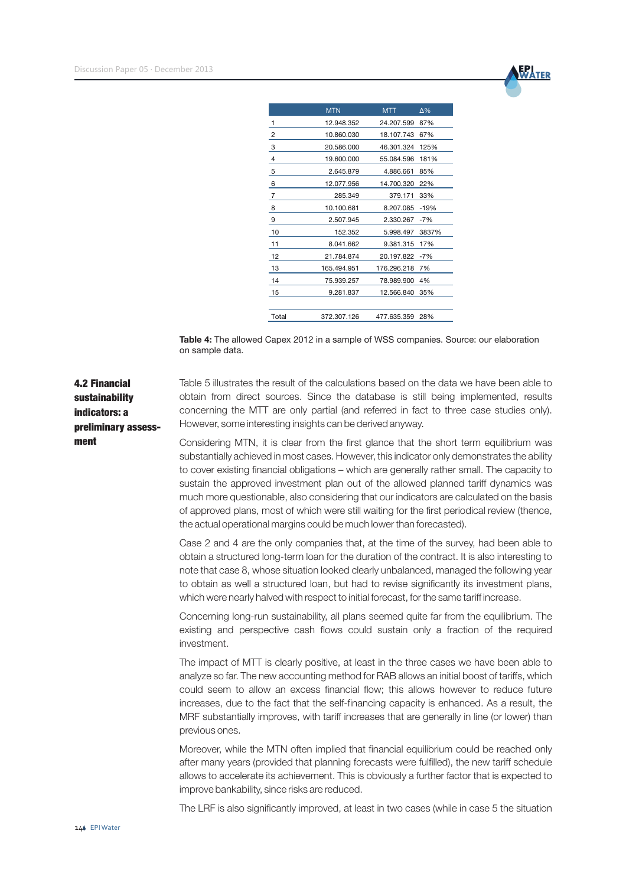| | MTN | MTT | Δ% |
|---|---|---|---|
| 1 | 12.948.352 | 24.207.599 | 87% |
| 2 | 10.860.030 | 18.107.743 | 67% |
| 3 | 20.586.000 | 46.301.324 | 125% |
| 4 | 19.600.000 | 55.084.596 | 181% |
| 5 | 2.645.879 | 4.886.661 | 85% |
| 6 | 12.077.956 | 14.700.320 | 22% |
| 7 | 285.349 | 379.171 | 33% |
| 8 | 10.100.681 | 8.207.085 | -19% |
| 9 | 2.507.945 | 2.330.267 | -7% |
| 10 | 152.352 | 5.998.497 | 3837% |
| 11 | 8.041.662 | 9.381.315 | 17% |
| 12 | 21.784.874 | 20.197.822 | -7% |
| 13 | 165.494.951 | 176.296.218 | 7% |
| 14 | 75.939.257 | 78.989.900 | 4% |
| 15 | 9.281.837 | 12.566.840 | 35% |
| | | | |
| Total | 372.307.126 | 477.635.359 | 28% |

**Table 4:** The allowed Capex 2012 in a sample of WSS companies. Source: our elaboration on sample data.

## 4.2 Financial sustainability indicators: a preliminary assessment

Table 5 illustrates the result of the calculations based on the data we have been able to obtain from direct sources. Since the database is still being implemented, results concerning the MTT are only partial (and referred in fact to three case studies only). However, some interesting insights can be derived anyway.

Considering MTN, it is clear from the first glance that the short term equilibrium was substantially achieved in most cases. However, this indicator only demonstrates the ability to cover existing financial obligations – which are generally rather small. The capacity to sustain the approved investment plan out of the allowed planned tariff dynamics was much more questionable, also considering that our indicators are calculated on the basis of approved plans, most of which were still waiting for the first periodical review (thence, the actual operational margins could be much lower than forecasted).

Case 2 and 4 are the only companies that, at the time of the survey, had been able to obtain a structured long-term loan for the duration of the contract. It is also interesting to note that case 8, whose situation looked clearly unbalanced, managed the following year to obtain as well a structured loan, but had to revise significantly its investment plans, which were nearly halved with respect to initial forecast, for the same tariff increase.

Concerning long-run sustainability, all plans seemed quite far from the equilibrium. The existing and perspective cash flows could sustain only a fraction of the required investment.

The impact of MTT is clearly positive, at least in the three cases we have been able to analyze so far. The new accounting method for RAB allows an initial boost of tariffs, which could seem to allow an excess financial flow; this allows however to reduce future increases, due to the fact that the self-financing capacity is enhanced. As a result, the MRF substantially improves, with tariff increases that are generally in line (or lower) than previous ones.

Moreover, while the MTN often implied that financial equilibrium could be reached only after many years (provided that planning forecasts were fulfilled), the new tariff schedule allows to accelerate its achievement. This is obviously a further factor that is expected to improve bankability, since risks are reduced.

The LRF is also significantly improved, at least in two cases (while in case 5 the situation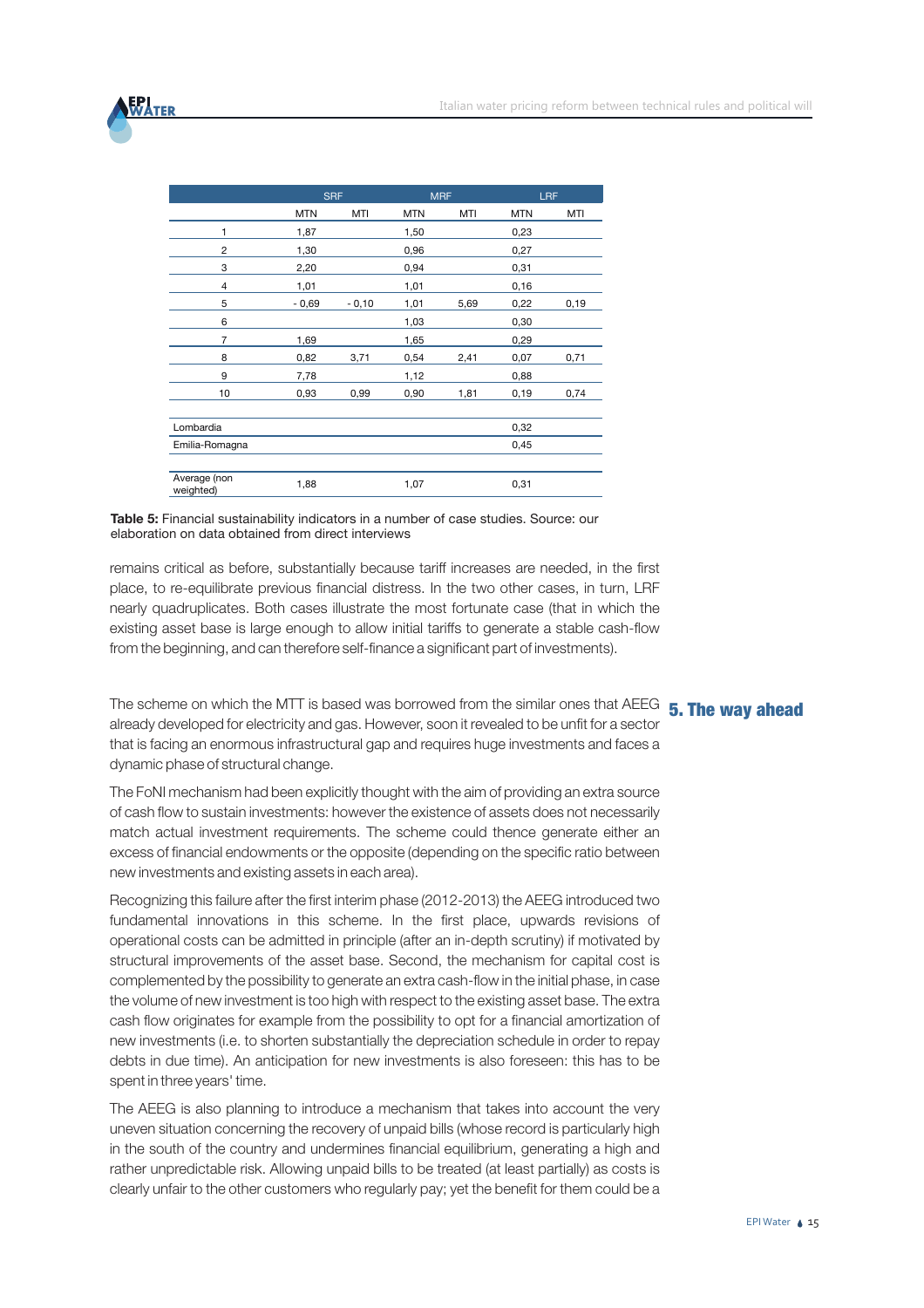| | SRF | | MRF | | LRF | |
|---|---|---|---|---|---|---|
| | MTN | MTI | MTN | MTI | MTN | MTI |
| 1 | 1,87 | | 1,50 | | 0,23 | |
| 2 | 1,30 | | 0,96 | | 0,27 | |
| 3 | 2,20 | | 0,94 | | 0,31 | |
| 4 | 1,01 | | 1,01 | | 0,16 | |
| 5 | - 0,69 | - 0,10 | 1,01 | 5,69 | 0,22 | 0,19 |
| 6 | | | 1,03 | | 0,30 | |
| 7 | 1,69 | | 1,65 | | 0,29 | |
| 8 | 0,82 | 3,71 | 0,54 | 2,41 | 0,07 | 0,71 |
| 9 | 7,78 | | 1,12 | | 0,88 | |
| 10 | 0,93 | 0,99 | 0,90 | 1,81 | 0,19 | 0,74 |
| | | | | | | |
| Lombardia | | | | | 0,32 | |
| Emilia-Romagna | | | | | 0,45 | |
| | | | | | | |
| Average (non weighted) | 1,88 | | 1,07 | | 0,31 | |

**Table 5:** Financial sustainability indicators in a number of case studies. Source: our elaboration on data obtained from direct interviews

remains critical as before, substantially because tariff increases are needed, in the first place, to re-equilibrate previous financial distress. In the two other cases, in turn, LRF nearly quadruplicates. Both cases illustrate the most fortunate case (that in which the existing asset base is large enough to allow initial tariffs to generate a stable cash-flow from the beginning, and can therefore self-finance a significant part of investments).

## 5. The way ahead

The scheme on which the MTT is based was borrowed from the similar ones that AEEG already developed for electricity and gas. However, soon it revealed to be unfit for a sector that is facing an enormous infrastructural gap and requires huge investments and faces a dynamic phase of structural change.

The FoNI mechanism had been explicitly thought with the aim of providing an extra source of cash flow to sustain investments: however the existence of assets does not necessarily match actual investment requirements. The scheme could thence generate either an excess of financial endowments or the opposite (depending on the specific ratio between new investments and existing assets in each area).

Recognizing this failure after the first interim phase (2012-2013) the AEEG introduced two fundamental innovations in this scheme. In the first place, upwards revisions of operational costs can be admitted in principle (after an in-depth scrutiny) if motivated by structural improvements of the asset base. Second, the mechanism for capital cost is complemented by the possibility to generate an extra cash-flow in the initial phase, in case the volume of new investment is too high with respect to the existing asset base. The extra cash flow originates for example from the possibility to opt for a financial amortization of new investments (i.e. to shorten substantially the depreciation schedule in order to repay debts in due time). An anticipation for new investments is also foreseen: this has to be spent in three years' time.

The AEEG is also planning to introduce a mechanism that takes into account the very uneven situation concerning the recovery of unpaid bills (whose record is particularly high in the south of the country and undermines financial equilibrium, generating a high and rather unpredictable risk. Allowing unpaid bills to be treated (at least partially) as costs is clearly unfair to the other customers who regularly pay; yet the benefit for them could be a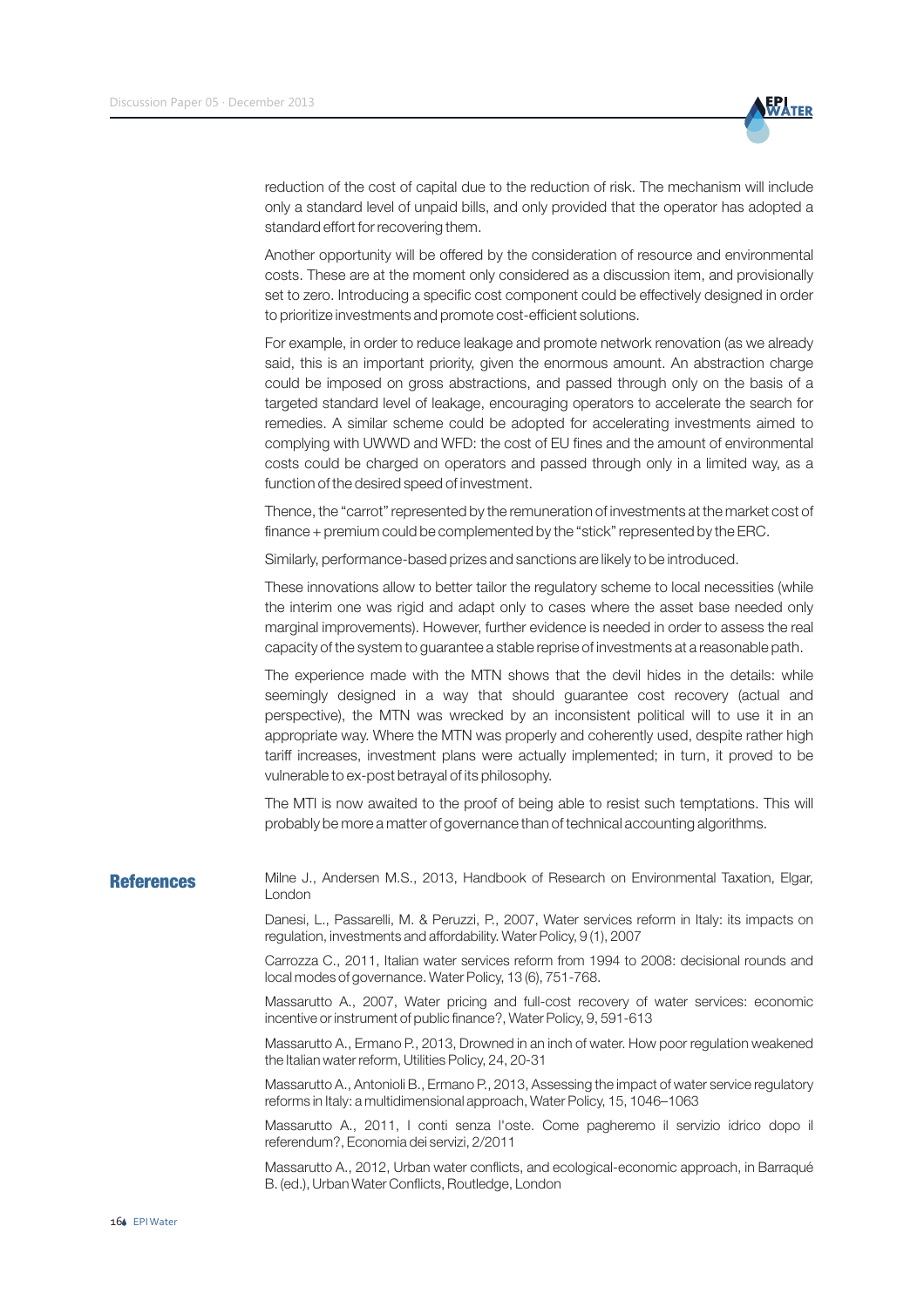reduction of the cost of capital due to the reduction of risk. The mechanism will include only a standard level of unpaid bills, and only provided that the operator has adopted a standard effort for recovering them.

Another opportunity will be offered by the consideration of resource and environmental costs. These are at the moment only considered as a discussion item, and provisionally set to zero. Introducing a specific cost component could be effectively designed in order to prioritize investments and promote cost-efficient solutions.

For example, in order to reduce leakage and promote network renovation (as we already said, this is an important priority, given the enormous amount. An abstraction charge could be imposed on gross abstractions, and passed through only on the basis of a targeted standard level of leakage, encouraging operators to accelerate the search for remedies. A similar scheme could be adopted for accelerating investments aimed to complying with UWWD and WFD: the cost of EU fines and the amount of environmental costs could be charged on operators and passed through only in a limited way, as a function of the desired speed of investment.

Thence, the "carrot" represented by the remuneration of investments at the market cost of finance + premium could be complemented by the "stick" represented by the ERC.

Similarly, performance-based prizes and sanctions are likely to be introduced.

These innovations allow to better tailor the regulatory scheme to local necessities (while the interim one was rigid and adapt only to cases where the asset base needed only marginal improvements). However, further evidence is needed in order to assess the real capacity of the system to guarantee a stable reprise of investments at a reasonable path.

The experience made with the MTN shows that the devil hides in the details: while seemingly designed in a way that should guarantee cost recovery (actual and perspective), the MTN was wrecked by an inconsistent political will to use it in an appropriate way. Where the MTN was properly and coherently used, despite rather high tariff increases, investment plans were actually implemented; in turn, it proved to be vulnerable to ex-post betrayal of its philosophy.

The MTI is now awaited to the proof of being able to resist such temptations. This will probably be more a matter of governance than of technical accounting algorithms.

## References

Milne J., Andersen M.S., 2013, Handbook of Research on Environmental Taxation, Elgar, London

Danesi, L., Passarelli, M. & Peruzzi, P., 2007, Water services reform in Italy: its impacts on regulation, investments and affordability. Water Policy, 9 (1), 2007

Carrozza C., 2011, Italian water services reform from 1994 to 2008: decisional rounds and local modes of governance. Water Policy, 13 (6), 751-768.

Massarutto A., 2007, Water pricing and full-cost recovery of water services: economic incentive or instrument of public finance?, Water Policy, 9, 591-613

Massarutto A., Ermano P., 2013, Drowned in an inch of water. How poor regulation weakened the Italian water reform, Utilities Policy, 24, 20-31

Massarutto A., Antonioli B., Ermano P., 2013, Assessing the impact of water service regulatory reforms in Italy: a multidimensional approach, Water Policy, 15, 1046–1063

Massarutto A., 2011, I conti senza l'oste. Come pagheremo il servizio idrico dopo il referendum?, Economia dei servizi, 2/2011

Massarutto A., 2012, Urban water conflicts, and ecological-economic approach, in Barraqué B. (ed.), Urban Water Conflicts, Routledge, London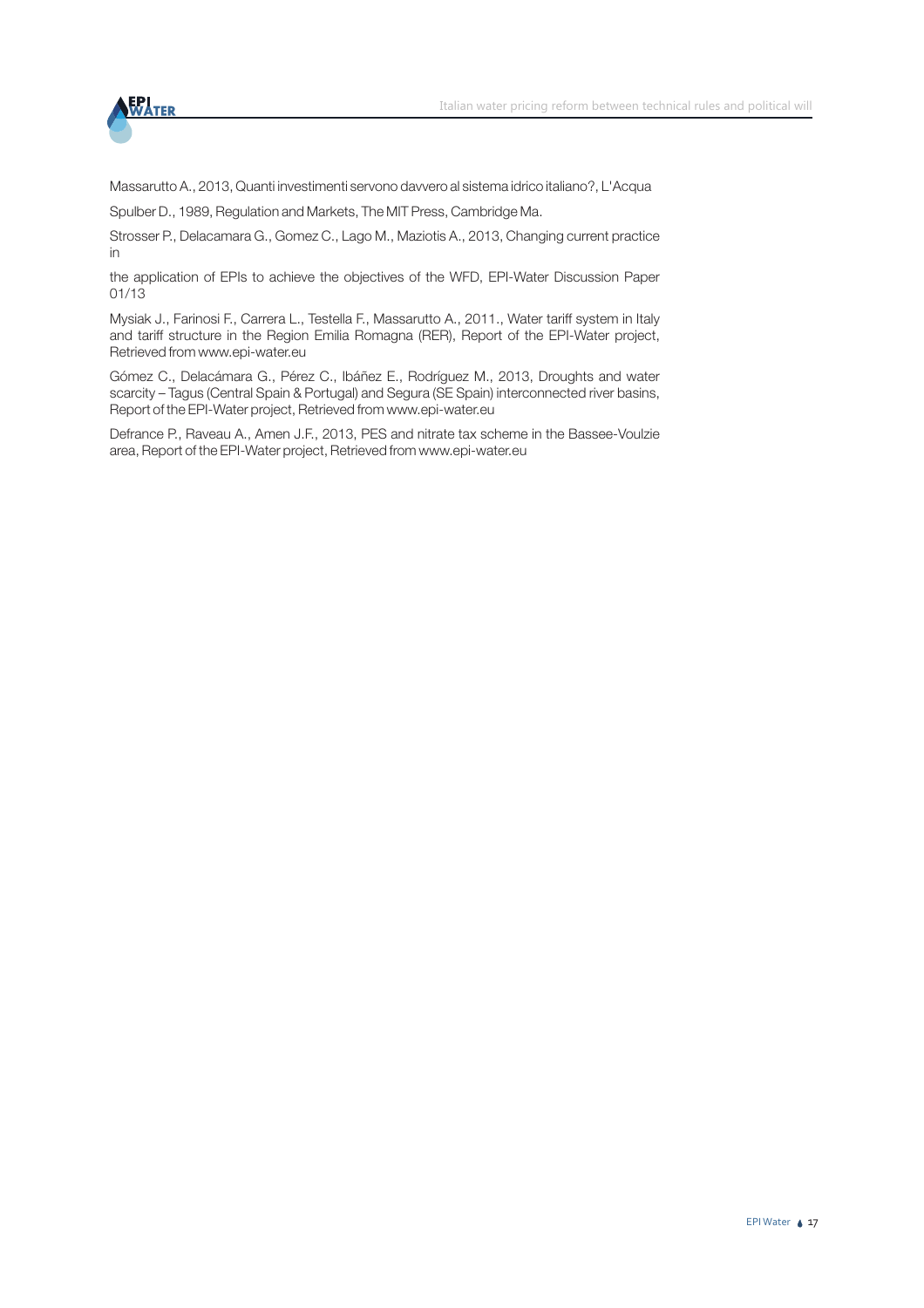Massarutto A., 2013, Quanti investimenti servono davvero al sistema idrico italiano?, L'Acqua

Spulber D., 1989, Regulation and Markets, The MIT Press, Cambridge Ma.

Strosser P., Delacamara G., Gomez C., Lago M., Maziotis A., 2013, Changing current practice in

the application of EPIs to achieve the objectives of the WFD, EPI-Water Discussion Paper 01/13

Mysiak J., Farinosi F., Carrera L., Testella F., Massarutto A., 2011., Water tariff system in Italy and tariff structure in the Region Emilia Romagna (RER), Report of the EPI-Water project, Retrieved from www.epi-water.eu

Gómez C., Delacámara G., Pérez C., Ibáñez E., Rodríguez M., 2013, Droughts and water scarcity – Tagus (Central Spain & Portugal) and Segura (SE Spain) interconnected river basins, Report of the EPI-Water project, Retrieved from www.epi-water.eu

Defrance P., Raveau A., Amen J.F., 2013, PES and nitrate tax scheme in the Bassee-Voulzie area, Report of the EPI-Water project, Retrieved from www.epi-water.eu